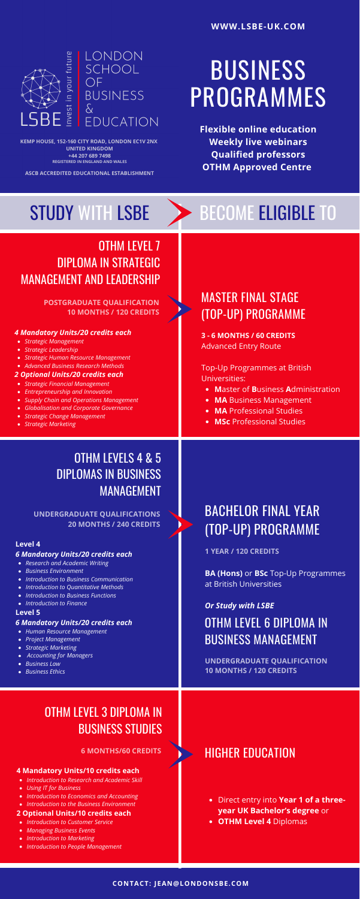WWW.LSBE-UK.COM

LONDON SCHOOL OF BUSINESS & EDUCATION

LSBE invest in your future

**KEMP HOUSE, 152-160 CITY ROAD, LONDON EC1V 2NX**
**UNITED KINGDOM**
**+44 207 689 7498**
**REGISTERED IN ENGLAND AND WALES**

**ASCB ACCREDITED EDUCATIONAL ESTABLISHMENT**

# BUSINESS PROGRAMMES

**Flexible online education**
**Weekly live webinars**
**Qualified professors**
**OTHM Approved Centre**

## STUDY WITH LSBE

## BECOME ELIGIBLE TO

### OTHM LEVEL 7 DIPLOMA IN STRATEGIC MANAGEMENT AND LEADERSHIP

**POSTGRADUATE QUALIFICATION**
**10 MONTHS / 120 CREDITS**

***4 Mandatory Units/20 credits each***

- *Strategic Management*
- *Strategic Leadership*
- *Strategic Human Resource Management*
- *Advanced Business Research Methods*

***2 Optional Units/20 credits each***

- *Strategic Financial Management*
- *Entrepreneurship and Innovation*
- *Supply Chain and Operations Management*
- *Globalisation and Corporate Governance*
- *Strategic Change Management*
- *Strategic Marketing*

### MASTER FINAL STAGE (TOP-UP) PROGRAMME

**3 - 6 MONTHS / 60 CREDITS**
Advanced Entry Route

Top-Up Programmes at British Universities:

- **M**aster of **B**usiness **A**dministration
- **MA** Business Management
- **MA** Professional Studies
- **MSc** Professional Studies

### OTHM LEVELS 4 & 5 DIPLOMAS IN BUSINESS MANAGEMENT

**UNDERGRADUATE QUALIFICATIONS**
**20 MONTHS / 240 CREDITS**

**Level 4**

***6 Mandatory Units/20 credits each***

- *Research and Academic Writing*
- *Business Environment*
- *Introduction to Business Communication*
- *Introduction to Quantitative Methods*
- *Introduction to Business Functions*
- *Introduction to Finance*

**Level 5**

***6 Mandatory Units/20 credits each***

- *Human Resource Management*
- *Project Management*
- *Strategic Marketing*
- *Accounting for Managers*
- *Business Law*
- *Business Ethics*

### BACHELOR FINAL YEAR (TOP-UP) PROGRAMME

**1 YEAR / 120 CREDITS**

**BA (Hons)** or **BSc** Top-Up Programmes at British Universities

***Or Study with LSBE***

### OTHM LEVEL 6 DIPLOMA IN BUSINESS MANAGEMENT

**UNDERGRADUATE QUALIFICATION**
**10 MONTHS / 120 CREDITS**

### OTHM LEVEL 3 DIPLOMA IN BUSINESS STUDIES

**6 MONTHS/60 CREDITS**

**4 Mandatory Units/10 credits each**

- *Introduction to Research and Academic Skill*
- *Using IT for Business*
- *Introduction to Economics and Accounting*
- *Introduction to the Business Environment*

**2 Optional Units/10 credits each**

- *Introduction to Customer Service*
- *Managing Business Events*
- *Introduction to Marketing*
- *Introduction to People Management*

### HIGHER EDUCATION

- Direct entry into **Year 1 of a three-year UK Bachelor's degree** or
- **OTHM Level 4** Diplomas

**CONTACT: JEAN@LONDONSBE.COM**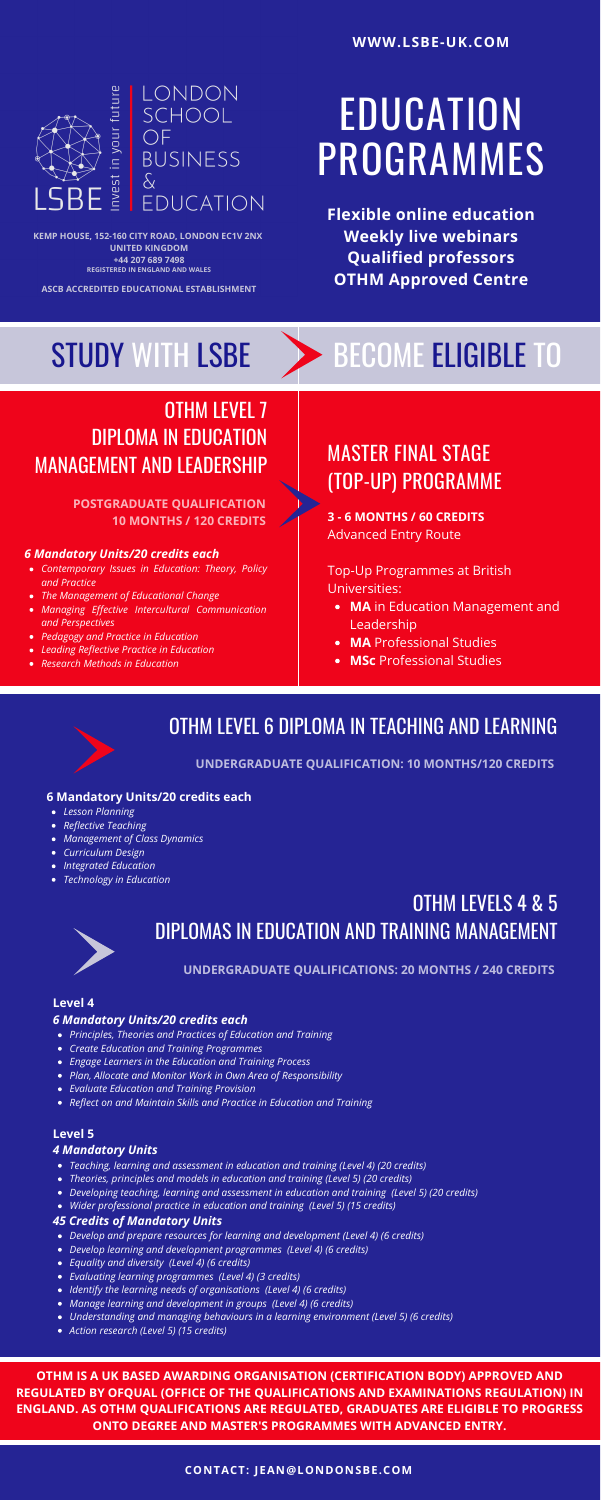WWW.LSBE-UK.COM

LONDON SCHOOL OF BUSINESS & EDUCATION

LSBE invest in your future

**KEMP HOUSE, 152-160 CITY ROAD, LONDON EC1V 2NX**
**UNITED KINGDOM**
**+44 207 689 7498**
**REGISTERED IN ENGLAND AND WALES**

**ASCB ACCREDITED EDUCATIONAL ESTABLISHMENT**

# EDUCATION PROGRAMMES

**Flexible online education**
**Weekly live webinars**
**Qualified professors**
**OTHM Approved Centre**

## STUDY WITH LSBE

## BECOME ELIGIBLE TO

### OTHM LEVEL 7 DIPLOMA IN EDUCATION MANAGEMENT AND LEADERSHIP

**POSTGRADUATE QUALIFICATION**
**10 MONTHS / 120 CREDITS**

***6 Mandatory Units/20 credits each***

- *Contemporary Issues in Education: Theory, Policy and Practice*
- *The Management of Educational Change*
- *Managing Effective Intercultural Communication and Perspectives*
- *Pedagogy and Practice in Education*
- *Leading Reflective Practice in Education*
- *Research Methods in Education*

### MASTER FINAL STAGE (TOP-UP) PROGRAMME

**3 - 6 MONTHS / 60 CREDITS**
Advanced Entry Route

Top-Up Programmes at British Universities:

- **MA** in Education Management and Leadership
- **MA** Professional Studies
- **MSc** Professional Studies

### OTHM LEVEL 6 DIPLOMA IN TEACHING AND LEARNING

**UNDERGRADUATE QUALIFICATION: 10 MONTHS/120 CREDITS**

**6 Mandatory Units/20 credits each**

- *Lesson Planning*
- *Reflective Teaching*
- *Management of Class Dynamics*
- *Curriculum Design*
- *Integrated Education*
- *Technology in Education*

### OTHM LEVELS 4 & 5 DIPLOMAS IN EDUCATION AND TRAINING MANAGEMENT

**UNDERGRADUATE QUALIFICATIONS: 20 MONTHS / 240 CREDITS**

**Level 4**

***6 Mandatory Units/20 credits each***

- *Principles, Theories and Practices of Education and Training*
- *Create Education and Training Programmes*
- *Engage Learners in the Education and Training Process*
- *Plan, Allocate and Monitor Work in Own Area of Responsibility*
- *Evaluate Education and Training Provision*
- *Reflect on and Maintain Skills and Practice in Education and Training*

**Level 5**

***4 Mandatory Units***

- *Teaching, learning and assessment in education and training (Level 4) (20 credits)*
- *Theories, principles and models in education and training (Level 5) (20 credits)*
- *Developing teaching, learning and assessment in education and training (Level 5) (20 credits)*
- *Wider professional practice in education and training (Level 5) (15 credits)*

***45 Credits of Mandatory Units***

- *Develop and prepare resources for learning and development (Level 4) (6 credits)*
- *Develop learning and development programmes (Level 4) (6 credits)*
- *Equality and diversity (Level 4) (6 credits)*
- *Evaluating learning programmes (Level 4) (3 credits)*
- *Identify the learning needs of organisations (Level 4) (6 credits)*
- *Manage learning and development in groups (Level 4) (6 credits)*
- *Understanding and managing behaviours in a learning environment (Level 5) (6 credits)*
- *Action research (Level 5) (15 credits)*

**OTHM IS A UK BASED AWARDING ORGANISATION (CERTIFICATION BODY) APPROVED AND REGULATED BY OFQUAL (OFFICE OF THE QUALIFICATIONS AND EXAMINATIONS REGULATION) IN ENGLAND. AS OTHM QUALIFICATIONS ARE REGULATED, GRADUATES ARE ELIGIBLE TO PROGRESS ONTO DEGREE AND MASTER'S PROGRAMMES WITH ADVANCED ENTRY.**

**CONTACT: JEAN@LONDONSBE.COM**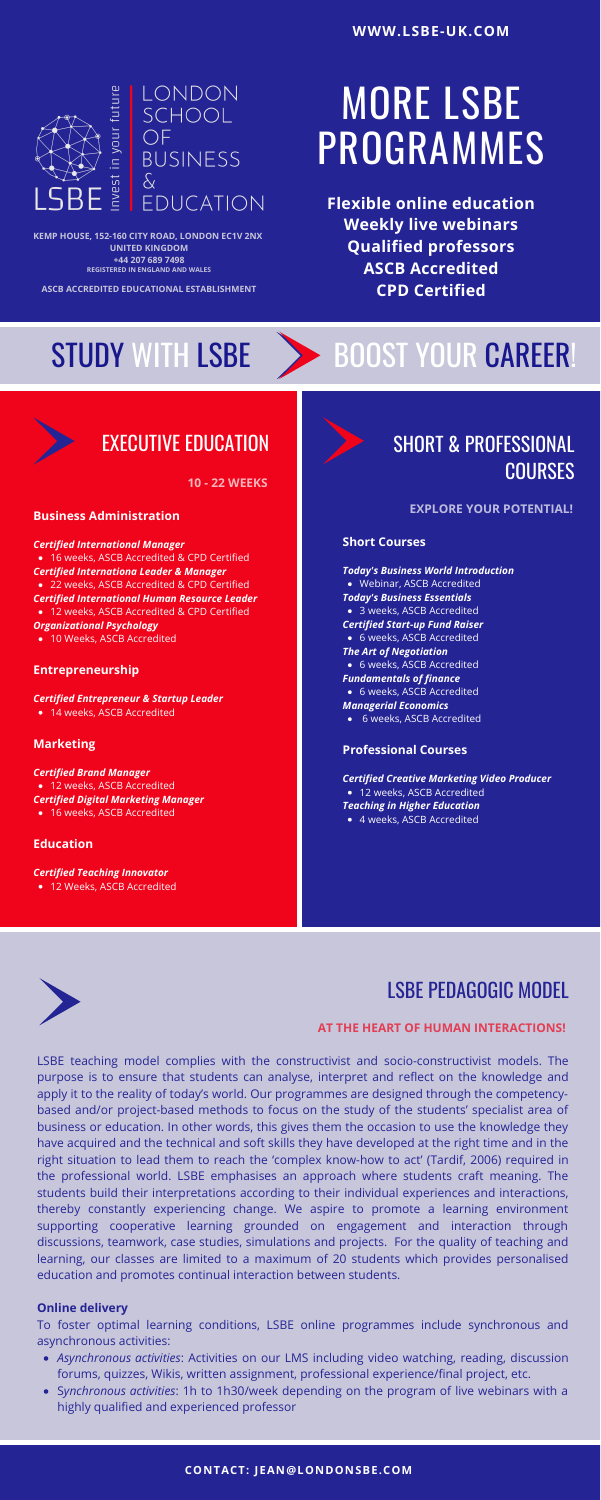WWW.LSBE-UK.COM

LONDON SCHOOL OF BUSINESS & EDUCATION

LSBE invest in your future

KEMP HOUSE, 152-160 CITY ROAD, LONDON EC1V 2NX
UNITED KINGDOM
+44 207 689 7498
REGISTERED IN ENGLAND AND WALES

ASCB ACCREDITED EDUCATIONAL ESTABLISHMENT

# MORE LSBE PROGRAMMES

**Flexible online education**
**Weekly live webinars**
**Qualified professors**
**ASCB Accredited**
**CPD Certified**

## STUDY WITH LSBE BOOST YOUR CAREER!

## EXECUTIVE EDUCATION

**10 - 22 WEEKS**

### Business Administration

***Certified International Manager***
- 16 weeks, ASCB Accredited & CPD Certified

***Certified Internationa Leader & Manager***
- 22 weeks, ASCB Accredited & CPD Certified

***Certified International Human Resource Leader***
- 12 weeks, ASCB Accredited & CPD Certified

***Organizational Psychology***
- 10 Weeks, ASCB Accredited

### Entrepreneurship

***Certified Entrepreneur & Startup Leader***
- 14 weeks, ASCB Accredited

### Marketing

***Certified Brand Manager***
- 12 weeks, ASCB Accredited

***Certified Digital Marketing Manager***
- 16 weeks, ASCB Accredited

### Education

***Certified Teaching Innovator***
- 12 Weeks, ASCB Accredited

## SHORT & PROFESSIONAL COURSES

**EXPLORE YOUR POTENTIAL!**

### Short Courses

***Today's Business World Introduction***
- Webinar, ASCB Accredited

***Today's Business Essentials***
- 3 weeks, ASCB Accredited

***Certified Start-up Fund Raiser***
- 6 weeks, ASCB Accredited

***The Art of Negotiation***
- 6 weeks, ASCB Accredited

***Fundamentals of finance***
- 6 weeks, ASCB Accredited

***Managerial Economics***
- 6 weeks, ASCB Accredited

### Professional Courses

***Certified Creative Marketing Video Producer***
- 12 weeks, ASCB Accredited

***Teaching in Higher Education***
- 4 weeks, ASCB Accredited

## LSBE PEDAGOGIC MODEL

**AT THE HEART OF HUMAN INTERACTIONS!**

LSBE teaching model complies with the constructivist and socio-constructivist models. The purpose is to ensure that students can analyse, interpret and reflect on the knowledge and apply it to the reality of today's world. Our programmes are designed through the competency-based and/or project-based methods to focus on the study of the students' specialist area of business or education. In other words, this gives them the occasion to use the knowledge they have acquired and the technical and soft skills they have developed at the right time and in the right situation to lead them to reach the 'complex know-how to act' (Tardif, 2006) required in the professional world. LSBE emphasises an approach where students craft meaning. The students build their interpretations according to their individual experiences and interactions, thereby constantly experiencing change. We aspire to promote a learning environment supporting cooperative learning grounded on engagement and interaction through discussions, teamwork, case studies, simulations and projects. For the quality of teaching and learning, our classes are limited to a maximum of 20 students which provides personalised education and promotes continual interaction between students.

### Online delivery

To foster optimal learning conditions, LSBE online programmes include synchronous and asynchronous activities:

- *Asynchronous activities*: Activities on our LMS including video watching, reading, discussion forums, quizzes, Wikis, written assignment, professional experience/final project, etc.
- S*ynchronous activities*: 1h to 1h30/week depending on the program of live webinars with a highly qualified and experienced professor

**CONTACT: JEAN@LONDONSBE.COM**